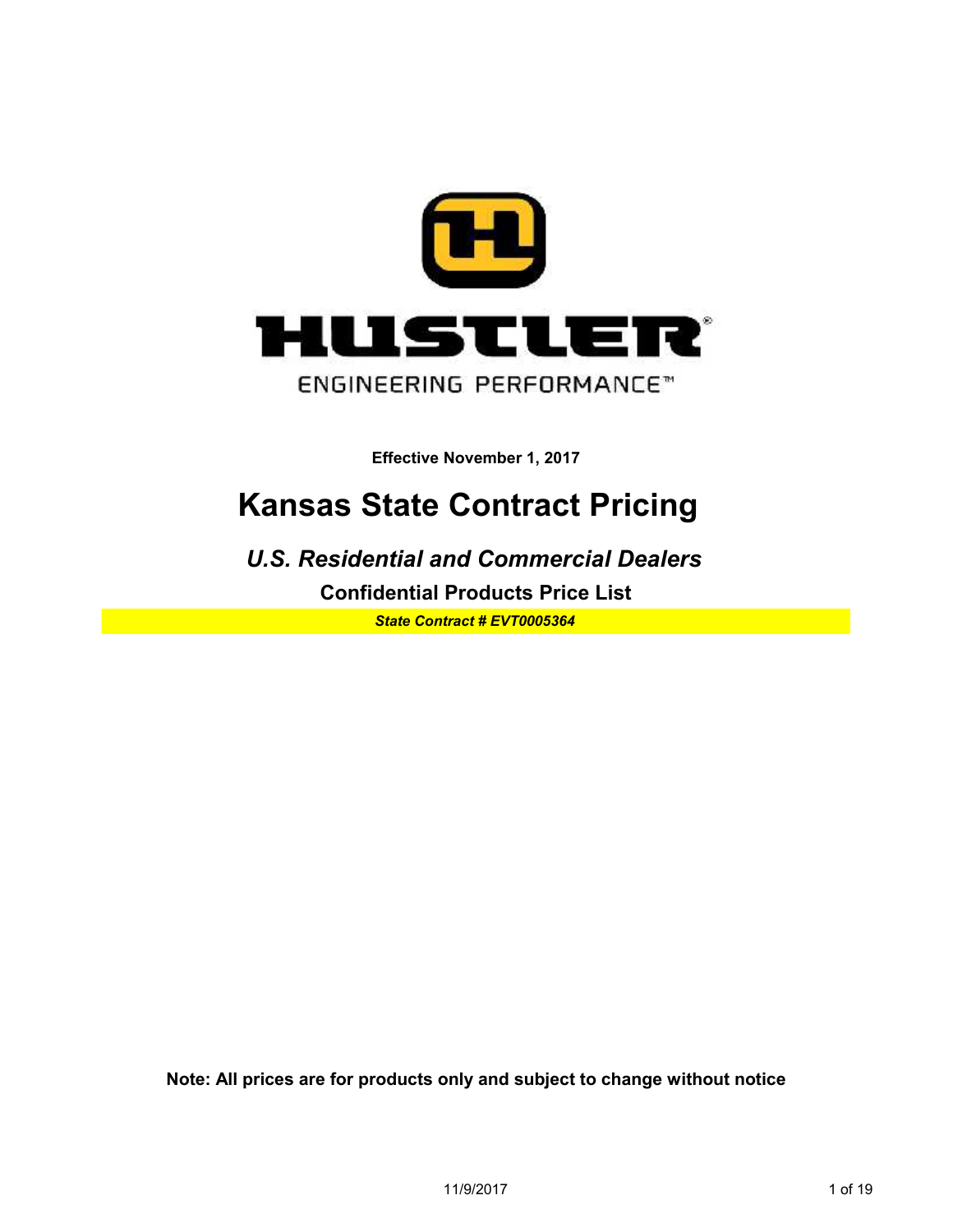HUSTLER

ENGINEERING PERFORMANCE™

**Effective November 1, 2017**

# Kansas State Contract Pricing

## *U.S. Residential and Commercial Dealers*

### Confidential Products Price List

***State Contract # EVT0005364***

**Note: All prices are for products only and subject to change without notice**

11/9/2017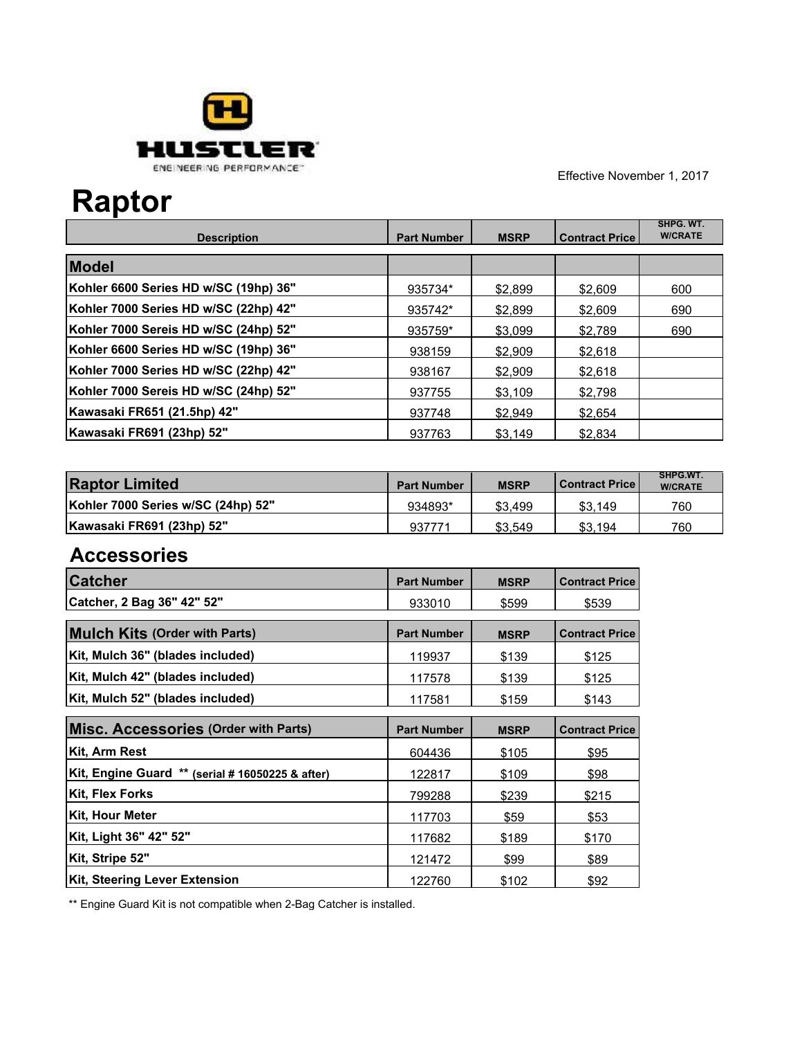HUSTLER
ENGINEERING PERFORMANCE™

Effective November 1, 2017

# Raptor

| Description | Part Number | MSRP | Contract Price | SHPG. WT. W/CRATE |
|---|---|---|---|---|
| **Model** | | | | |
| **Kohler 6600 Series HD w/SC (19hp) 36"** | 935734* | $2,899 | $2,609 | 600 |
| **Kohler 7000 Series HD w/SC (22hp) 42"** | 935742* | $2,899 | $2,609 | 690 |
| **Kohler 7000 Sereis HD w/SC (24hp) 52"** | 935759* | $3,099 | $2,789 | 690 |
| **Kohler 6600 Series HD w/SC (19hp) 36"** | 938159 | $2,909 | $2,618 | |
| **Kohler 7000 Series HD w/SC (22hp) 42"** | 938167 | $2,909 | $2,618 | |
| **Kohler 7000 Sereis HD w/SC (24hp) 52"** | 937755 | $3,109 | $2,798 | |
| **Kawasaki FR651 (21.5hp) 42"** | 937748 | $2,949 | $2,654 | |
| **Kawasaki FR691 (23hp) 52"** | 937763 | $3,149 | $2,834 | |

| Raptor Limited | Part Number | MSRP | Contract Price | SHPG.WT. W/CRATE |
|---|---|---|---|---|
| **Kohler 7000 Series w/SC (24hp) 52"** | 934893* | $3,499 | $3,149 | 760 |
| **Kawasaki FR691 (23hp) 52"** | 937771 | $3,549 | $3,194 | 760 |

## Accessories

| Catcher | Part Number | MSRP | Contract Price |
|---|---|---|---|
| **Catcher, 2 Bag 36" 42" 52"** | 933010 | $599 | $539 |

| Mulch Kits (Order with Parts) | Part Number | MSRP | Contract Price |
|---|---|---|---|
| **Kit, Mulch 36" (blades included)** | 119937 | $139 | $125 |
| **Kit, Mulch 42" (blades included)** | 117578 | $139 | $125 |
| **Kit, Mulch 52" (blades included)** | 117581 | $159 | $143 |

| Misc. Accessories (Order with Parts) | Part Number | MSRP | Contract Price |
|---|---|---|---|
| **Kit, Arm Rest** | 604436 | $105 | $95 |
| **Kit, Engine Guard \*\* (serial # 16050225 & after)** | 122817 | $109 | $98 |
| **Kit, Flex Forks** | 799288 | $239 | $215 |
| **Kit, Hour Meter** | 117703 | $59 | $53 |
| **Kit, Light 36" 42" 52"** | 117682 | $189 | $170 |
| **Kit, Stripe 52"** | 121472 | $99 | $89 |
| **Kit, Steering Lever Extension** | 122760 | $102 | $92 |

** Engine Guard Kit is not compatible when 2-Bag Catcher is installed.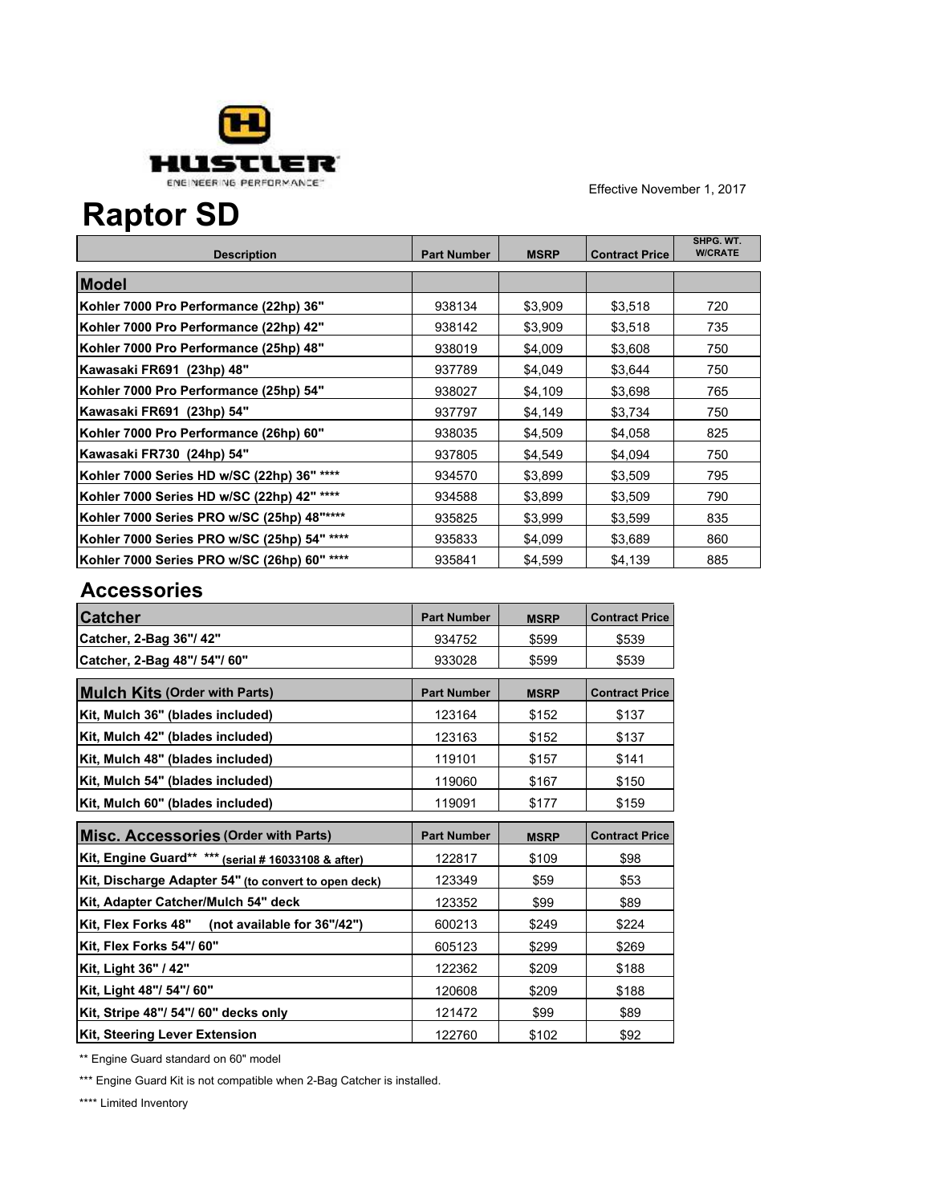HUSTLER
ENGINEERING PERFORMANCE

Effective November 1, 2017

# Raptor SD

| Description | Part Number | MSRP | Contract Price | SHPG. WT. W/CRATE |
|---|---|---|---|---|
| **Model** | | | | |
| Kohler 7000 Pro Performance (22hp) 36" | 938134 | $3,909 | $3,518 | 720 |
| Kohler 7000 Pro Performance (22hp) 42" | 938142 | $3,909 | $3,518 | 735 |
| Kohler 7000 Pro Performance (25hp) 48" | 938019 | $4,009 | $3,608 | 750 |
| Kawasaki FR691 (23hp) 48" | 937789 | $4,049 | $3,644 | 750 |
| Kohler 7000 Pro Performance (25hp) 54" | 938027 | $4,109 | $3,698 | 765 |
| Kawasaki FR691 (23hp) 54" | 937797 | $4,149 | $3,734 | 750 |
| Kohler 7000 Pro Performance (26hp) 60" | 938035 | $4,509 | $4,058 | 825 |
| Kawasaki FR730 (24hp) 54" | 937805 | $4,549 | $4,094 | 750 |
| Kohler 7000 Series HD w/SC (22hp) 36" **** | 934570 | $3,899 | $3,509 | 795 |
| Kohler 7000 Series HD w/SC (22hp) 42" **** | 934588 | $3,899 | $3,509 | 790 |
| Kohler 7000 Series PRO w/SC (25hp) 48"***** | 935825 | $3,999 | $3,599 | 835 |
| Kohler 7000 Series PRO w/SC (25hp) 54" **** | 935833 | $4,099 | $3,689 | 860 |
| Kohler 7000 Series PRO w/SC (26hp) 60" **** | 935841 | $4,599 | $4,139 | 885 |

## Accessories

| Catcher | Part Number | MSRP | Contract Price |
|---|---|---|---|
| Catcher, 2-Bag 36"/ 42" | 934752 | $599 | $539 |
| Catcher, 2-Bag 48"/ 54"/ 60" | 933028 | $599 | $539 |

| Mulch Kits (Order with Parts) | Part Number | MSRP | Contract Price |
|---|---|---|---|
| Kit, Mulch 36" (blades included) | 123164 | $152 | $137 |
| Kit, Mulch 42" (blades included) | 123163 | $152 | $137 |
| Kit, Mulch 48" (blades included) | 119101 | $157 | $141 |
| Kit, Mulch 54" (blades included) | 119060 | $167 | $150 |
| Kit, Mulch 60" (blades included) | 119091 | $177 | $159 |

| Misc. Accessories (Order with Parts) | Part Number | MSRP | Contract Price |
|---|---|---|---|
| Kit, Engine Guard** *** (serial # 16033108 & after) | 122817 | $109 | $98 |
| Kit, Discharge Adapter 54" (to convert to open deck) | 123349 | $59 | $53 |
| Kit, Adapter Catcher/Mulch 54" deck | 123352 | $99 | $89 |
| Kit, Flex Forks 48" (not available for 36"/42") | 600213 | $249 | $224 |
| Kit, Flex Forks 54"/ 60" | 605123 | $299 | $269 |
| Kit, Light 36" / 42" | 122362 | $209 | $188 |
| Kit, Light 48"/ 54"/ 60" | 120608 | $209 | $188 |
| Kit, Stripe 48"/ 54"/ 60" decks only | 121472 | $99 | $89 |
| Kit, Steering Lever Extension | 122760 | $102 | $92 |

** Engine Guard standard on 60" model

*** Engine Guard Kit is not compatible when 2-Bag Catcher is installed.

**** Limited Inventory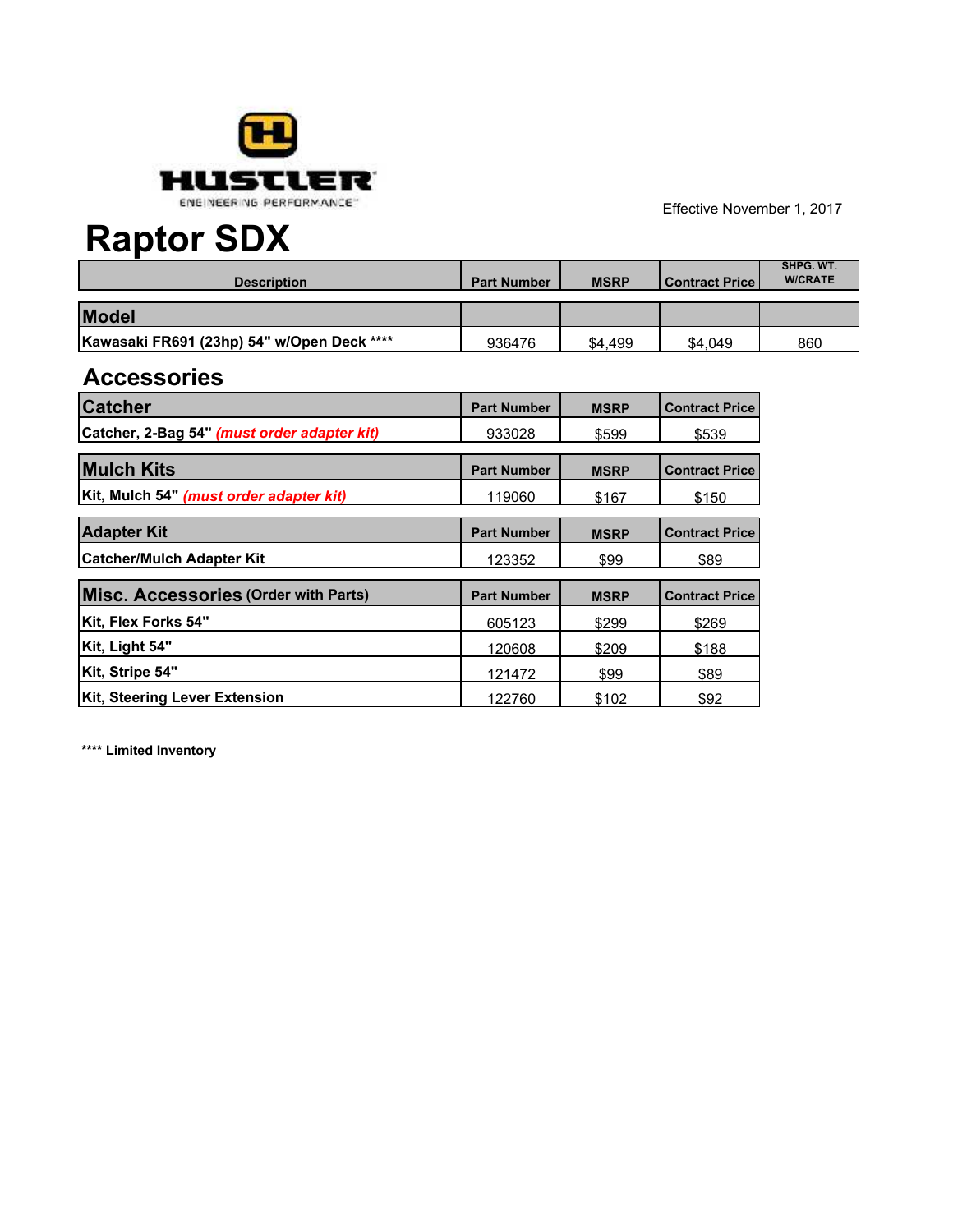HUSTLER

ENGINEERING PERFORMANCE™

Effective November 1, 2017

# Raptor SDX

| Description | Part Number | MSRP | Contract Price | SHPG. WT. W/CRATE |
|---|---|---|---|---|
| **Model** | | | | |
| **Kawasaki FR691 (23hp) 54" w/Open Deck \*\*\*\*** | 936476 | $4,499 | $4,049 | 860 |

## Accessories

| Catcher | Part Number | MSRP | Contract Price |
|---|---|---|---|
| **Catcher, 2-Bag 54"** ***(must order adapter kit)*** | 933028 | $599 | $539 |

| Mulch Kits | Part Number | MSRP | Contract Price |
|---|---|---|---|
| **Kit, Mulch 54"** ***(must order adapter kit)*** | 119060 | $167 | $150 |

| Adapter Kit | Part Number | MSRP | Contract Price |
|---|---|---|---|
| **Catcher/Mulch Adapter Kit** | 123352 | $99 | $89 |

| Misc. Accessories (Order with Parts) | Part Number | MSRP | Contract Price |
|---|---|---|---|
| **Kit, Flex Forks 54"** | 605123 | $299 | $269 |
| **Kit, Light 54"** | 120608 | $209 | $188 |
| **Kit, Stripe 54"** | 121472 | $99 | $89 |
| **Kit, Steering Lever Extension** | 122760 | $102 | $92 |

**\*\*\*\* Limited Inventory**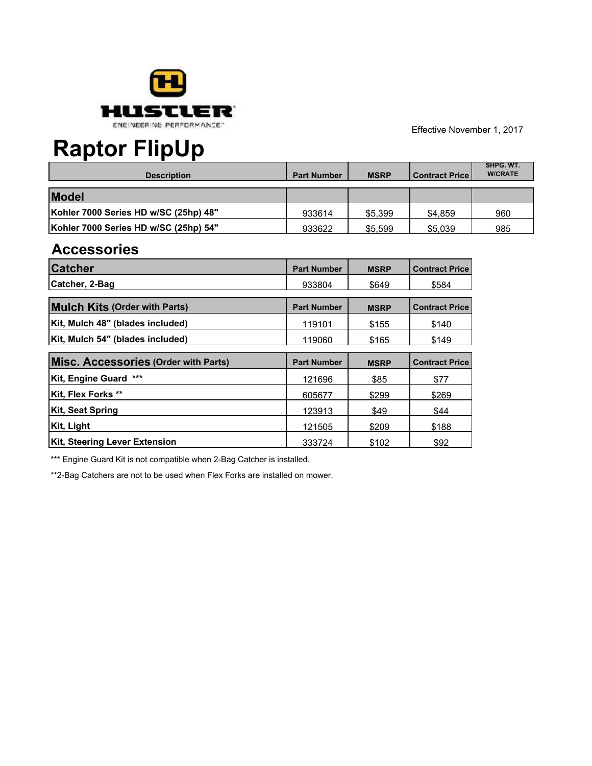HUSTLER

ENGINEERING PERFORMANCE™

Effective November 1, 2017

# Raptor FlipUp

| Description | Part Number | MSRP | Contract Price | SHPG. WT. W/CRATE |
|---|---|---|---|---|
| **Model** | | | | |
| **Kohler 7000 Series HD w/SC (25hp) 48"** | 933614 | $5,399 | $4,859 | 960 |
| **Kohler 7000 Series HD w/SC (25hp) 54"** | 933622 | $5,599 | $5,039 | 985 |

## Accessories

| Catcher | Part Number | MSRP | Contract Price |
|---|---|---|---|
| **Catcher, 2-Bag** | 933804 | $649 | $584 |

| Mulch Kits (Order with Parts) | Part Number | MSRP | Contract Price |
|---|---|---|---|
| **Kit, Mulch 48" (blades included)** | 119101 | $155 | $140 |
| **Kit, Mulch 54" (blades included)** | 119060 | $165 | $149 |

| Misc. Accessories (Order with Parts) | Part Number | MSRP | Contract Price |
|---|---|---|---|
| **Kit, Engine Guard ***** | 121696 | $85 | $77 |
| **Kit, Flex Forks **** | 605677 | $299 | $269 |
| **Kit, Seat Spring** | 123913 | $49 | $44 |
| **Kit, Light** | 121505 | $209 | $188 |
| **Kit, Steering Lever Extension** | 333724 | $102 | $92 |

*** Engine Guard Kit is not compatible when 2-Bag Catcher is installed.

**2-Bag Catchers are not to be used when Flex Forks are installed on mower.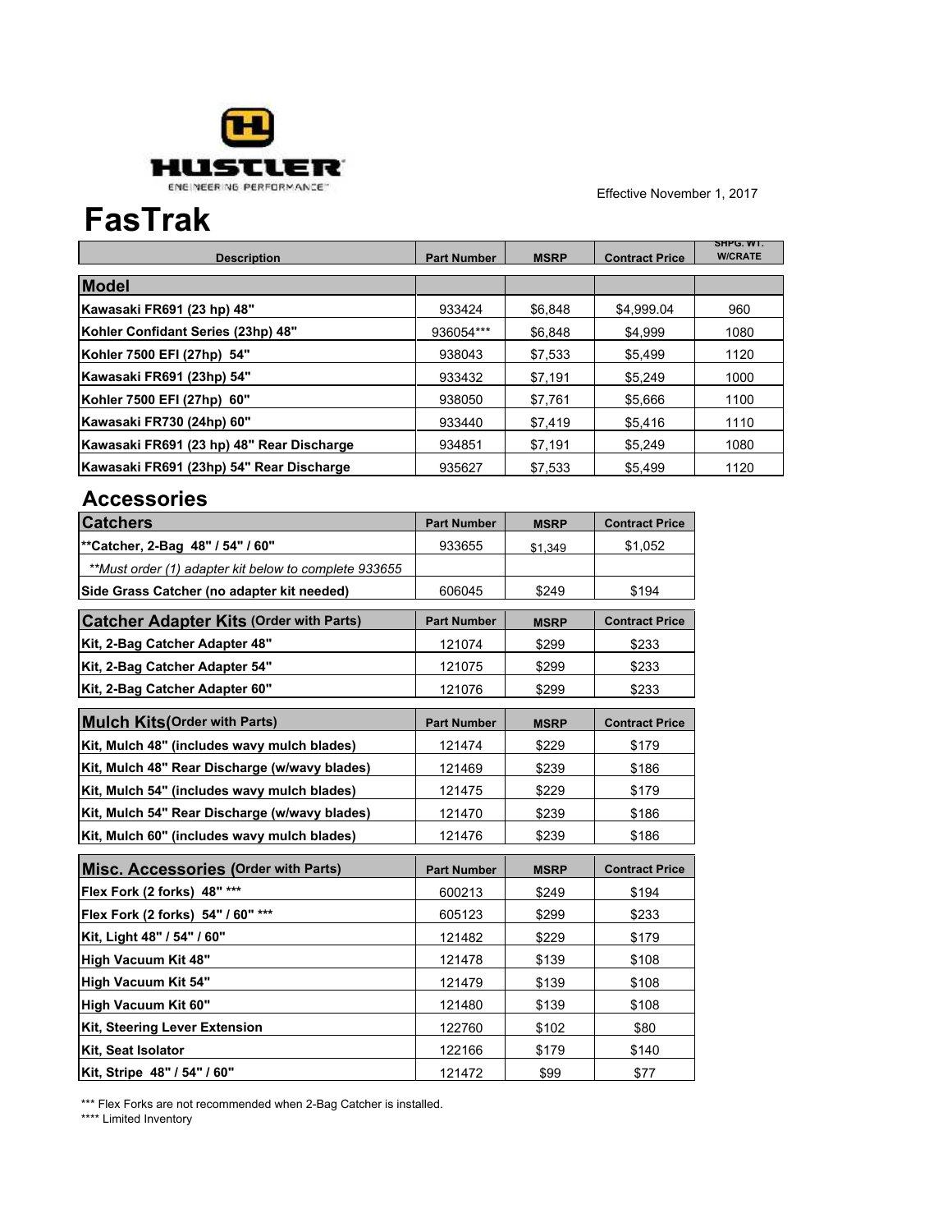HUSTLER

ENGINEERING PERFORMANCE

Effective November 1, 2017

# FasTrak

| Description | Part Number | MSRP | Contract Price | SHPG. WT. W/CRATE |
|---|---|---|---|---|
| **Model** | | | | |
| **Kawasaki FR691 (23 hp) 48"** | 933424 | $6,848 | $4,999.04 | 960 |
| **Kohler Confidant Series (23hp) 48"** | 936054*** | $6,848 | $4,999 | 1080 |
| **Kohler 7500 EFI (27hp) 54"** | 938043 | $7,533 | $5,499 | 1120 |
| **Kawasaki FR691 (23hp) 54"** | 933432 | $7,191 | $5,249 | 1000 |
| **Kohler 7500 EFI (27hp) 60"** | 938050 | $7,761 | $5,666 | 1100 |
| **Kawasaki FR730 (24hp) 60"** | 933440 | $7,419 | $5,416 | 1110 |
| **Kawasaki FR691 (23 hp) 48" Rear Discharge** | 934851 | $7,191 | $5,249 | 1080 |
| **Kawasaki FR691 (23hp) 54" Rear Discharge** | 935627 | $7,533 | $5,499 | 1120 |

## Accessories

| Catchers | Part Number | MSRP | Contract Price |
|---|---|---|---|
| **\*\*Catcher, 2-Bag 48" / 54" / 60"** | 933655 | $1,349 | $1,052 |
| *\*\*Must order (1) adapter kit below to complete 933655* | | | |
| **Side Grass Catcher (no adapter kit needed)** | 606045 | $249 | $194 |

| Catcher Adapter Kits (Order with Parts) | Part Number | MSRP | Contract Price |
|---|---|---|---|
| **Kit, 2-Bag Catcher Adapter 48"** | 121074 | $299 | $233 |
| **Kit, 2-Bag Catcher Adapter 54"** | 121075 | $299 | $233 |
| **Kit, 2-Bag Catcher Adapter 60"** | 121076 | $299 | $233 |

| Mulch Kits (Order with Parts) | Part Number | MSRP | Contract Price |
|---|---|---|---|
| **Kit, Mulch 48" (includes wavy mulch blades)** | 121474 | $229 | $179 |
| **Kit, Mulch 48" Rear Discharge (w/wavy blades)** | 121469 | $239 | $186 |
| **Kit, Mulch 54" (includes wavy mulch blades)** | 121475 | $229 | $179 |
| **Kit, Mulch 54" Rear Discharge (w/wavy blades)** | 121470 | $239 | $186 |
| **Kit, Mulch 60" (includes wavy mulch blades)** | 121476 | $239 | $186 |

| Misc. Accessories (Order with Parts) | Part Number | MSRP | Contract Price |
|---|---|---|---|
| **Flex Fork (2 forks) 48" \*\*\*** | 600213 | $249 | $194 |
| **Flex Fork (2 forks) 54" / 60" \*\*\*** | 605123 | $299 | $233 |
| **Kit, Light 48" / 54" / 60"** | 121482 | $229 | $179 |
| **High Vacuum Kit 48"** | 121478 | $139 | $108 |
| **High Vacuum Kit 54"** | 121479 | $139 | $108 |
| **High Vacuum Kit 60"** | 121480 | $139 | $108 |
| **Kit, Steering Lever Extension** | 122760 | $102 | $80 |
| **Kit, Seat Isolator** | 122166 | $179 | $140 |
| **Kit, Stripe 48" / 54" / 60"** | 121472 | $99 | $77 |

*** Flex Forks are not recommended when 2-Bag Catcher is installed.

**** Limited Inventory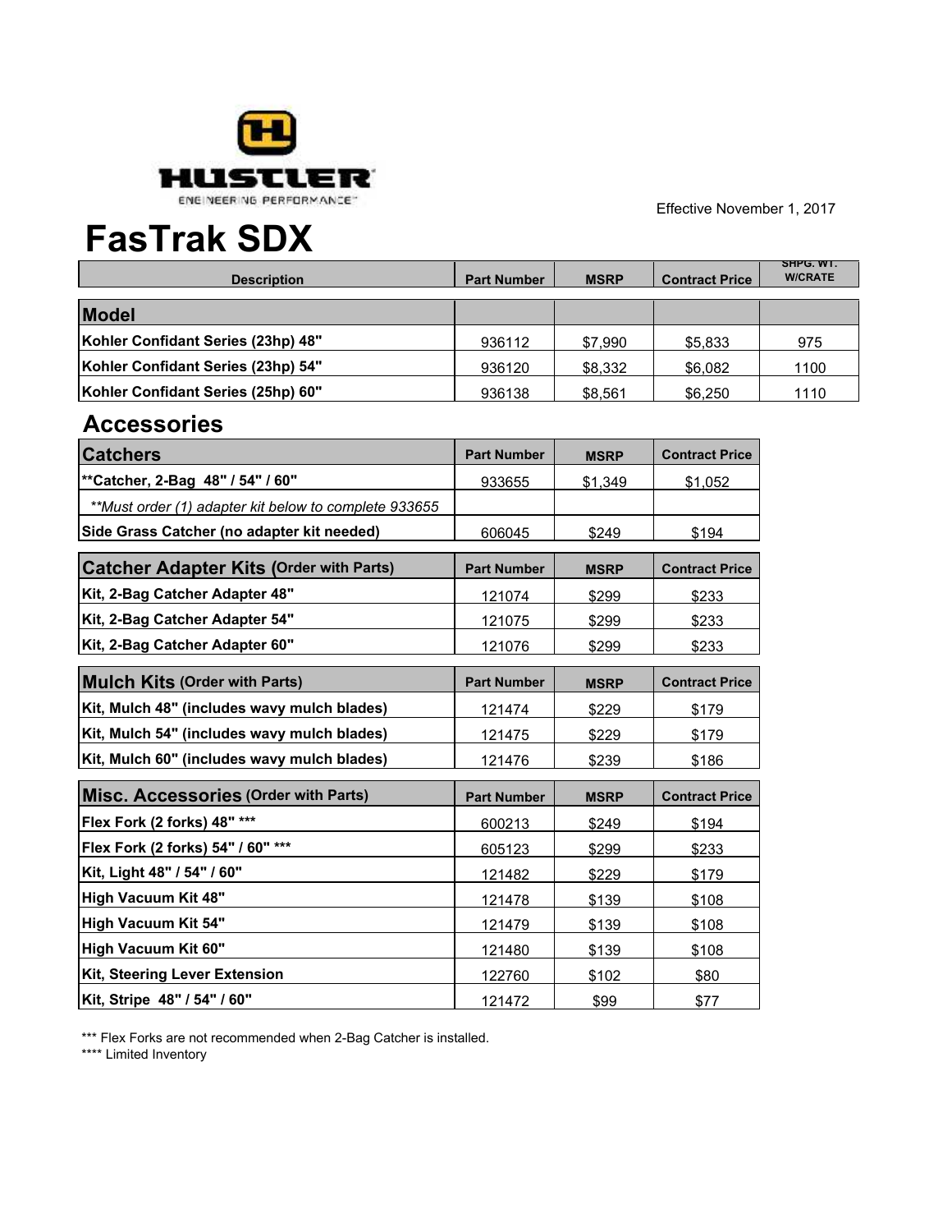HUSTLER

ENGINEERING PERFORMANCE™

Effective November 1, 2017

# FasTrak SDX

| Description | Part Number | MSRP | Contract Price | SHPG. WT. W/CRATE |
|---|---|---|---|---|
| **Model** | | | | |
| **Kohler Confidant Series (23hp) 48"** | 936112 | $7,990 | $5,833 | 975 |
| **Kohler Confidant Series (23hp) 54"** | 936120 | $8,332 | $6,082 | 1100 |
| **Kohler Confidant Series (25hp) 60"** | 936138 | $8,561 | $6,250 | 1110 |

## Accessories

| Catchers | Part Number | MSRP | Contract Price |
|---|---|---|---|
| **\*\*Catcher, 2-Bag 48" / 54" / 60"** | 933655 | $1,349 | $1,052 |
| *\*\*Must order (1) adapter kit below to complete 933655* | | | |
| **Side Grass Catcher (no adapter kit needed)** | 606045 | $249 | $194 |

| Catcher Adapter Kits (Order with Parts) | Part Number | MSRP | Contract Price |
|---|---|---|---|
| **Kit, 2-Bag Catcher Adapter 48"** | 121074 | $299 | $233 |
| **Kit, 2-Bag Catcher Adapter 54"** | 121075 | $299 | $233 |
| **Kit, 2-Bag Catcher Adapter 60"** | 121076 | $299 | $233 |

| Mulch Kits (Order with Parts) | Part Number | MSRP | Contract Price |
|---|---|---|---|
| **Kit, Mulch 48" (includes wavy mulch blades)** | 121474 | $229 | $179 |
| **Kit, Mulch 54" (includes wavy mulch blades)** | 121475 | $229 | $179 |
| **Kit, Mulch 60" (includes wavy mulch blades)** | 121476 | $239 | $186 |

| Misc. Accessories (Order with Parts) | Part Number | MSRP | Contract Price |
|---|---|---|---|
| **Flex Fork (2 forks) 48" \*\*\*** | 600213 | $249 | $194 |
| **Flex Fork (2 forks) 54" / 60" \*\*\*** | 605123 | $299 | $233 |
| **Kit, Light 48" / 54" / 60"** | 121482 | $229 | $179 |
| **High Vacuum Kit 48"** | 121478 | $139 | $108 |
| **High Vacuum Kit 54"** | 121479 | $139 | $108 |
| **High Vacuum Kit 60"** | 121480 | $139 | $108 |
| **Kit, Steering Lever Extension** | 122760 | $102 | $80 |
| **Kit, Stripe 48" / 54" / 60"** | 121472 | $99 | $77 |

*** Flex Forks are not recommended when 2-Bag Catcher is installed.

**** Limited Inventory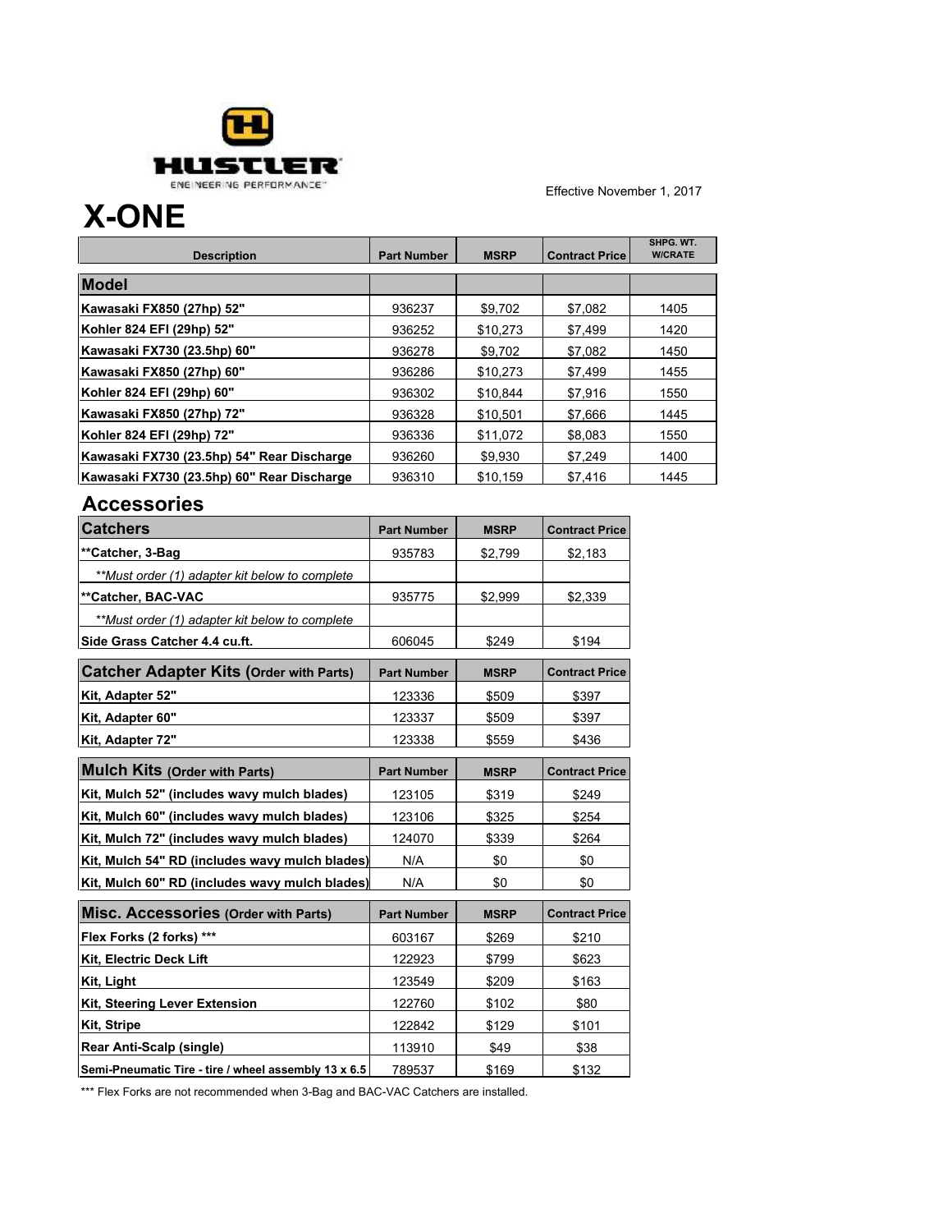HUSTLER
ENGINEERING PERFORMANCE

Effective November 1, 2017

# X-ONE

| Description | Part Number | MSRP | Contract Price | SHPG. WT. W/CRATE |
|---|---|---|---|---|
| **Model** | | | | |
| **Kawasaki FX850 (27hp) 52"** | 936237 | $9,702 | $7,082 | 1405 |
| **Kohler 824 EFI (29hp) 52"** | 936252 | $10,273 | $7,499 | 1420 |
| **Kawasaki FX730 (23.5hp) 60"** | 936278 | $9,702 | $7,082 | 1450 |
| **Kawasaki FX850 (27hp) 60"** | 936286 | $10,273 | $7,499 | 1455 |
| **Kohler 824 EFI (29hp) 60"** | 936302 | $10,844 | $7,916 | 1550 |
| **Kawasaki FX850 (27hp) 72"** | 936328 | $10,501 | $7,666 | 1445 |
| **Kohler 824 EFI (29hp) 72"** | 936336 | $11,072 | $8,083 | 1550 |
| **Kawasaki FX730 (23.5hp) 54" Rear Discharge** | 936260 | $9,930 | $7,249 | 1400 |
| **Kawasaki FX730 (23.5hp) 60" Rear Discharge** | 936310 | $10,159 | $7,416 | 1445 |

## Accessories

| Catchers | Part Number | MSRP | Contract Price |
|---|---|---|---|
| **Catcher, 3-Bag | 935783 | $2,799 | $2,183 |
| *Must order (1) adapter kit below to complete* | | | |
| **Catcher, BAC-VAC | 935775 | $2,999 | $2,339 |
| *Must order (1) adapter kit below to complete* | | | |
| **Side Grass Catcher 4.4 cu.ft.** | 606045 | $249 | $194 |

| Catcher Adapter Kits (Order with Parts) | Part Number | MSRP | Contract Price |
|---|---|---|---|
| **Kit, Adapter 52"** | 123336 | $509 | $397 |
| **Kit, Adapter 60"** | 123337 | $509 | $397 |
| **Kit, Adapter 72"** | 123338 | $559 | $436 |

| Mulch Kits (Order with Parts) | Part Number | MSRP | Contract Price |
|---|---|---|---|
| **Kit, Mulch 52" (includes wavy mulch blades)** | 123105 | $319 | $249 |
| **Kit, Mulch 60" (includes wavy mulch blades)** | 123106 | $325 | $254 |
| **Kit, Mulch 72" (includes wavy mulch blades)** | 124070 | $339 | $264 |
| **Kit, Mulch 54" RD (includes wavy mulch blades)** | N/A | $0 | $0 |
| **Kit, Mulch 60" RD (includes wavy mulch blades)** | N/A | $0 | $0 |

| Misc. Accessories (Order with Parts) | Part Number | MSRP | Contract Price |
|---|---|---|---|
| **Flex Forks (2 forks) *** | 603167 | $269 | $210 |
| **Kit, Electric Deck Lift** | 122923 | $799 | $623 |
| **Kit, Light** | 123549 | $209 | $163 |
| **Kit, Steering Lever Extension** | 122760 | $102 | $80 |
| **Kit, Stripe** | 122842 | $129 | $101 |
| **Rear Anti-Scalp (single)** | 113910 | $49 | $38 |
| **Semi-Pneumatic Tire - tire / wheel assembly 13 x 6.5** | 789537 | $169 | $132 |

*** Flex Forks are not recommended when 3-Bag and BAC-VAC Catchers are installed.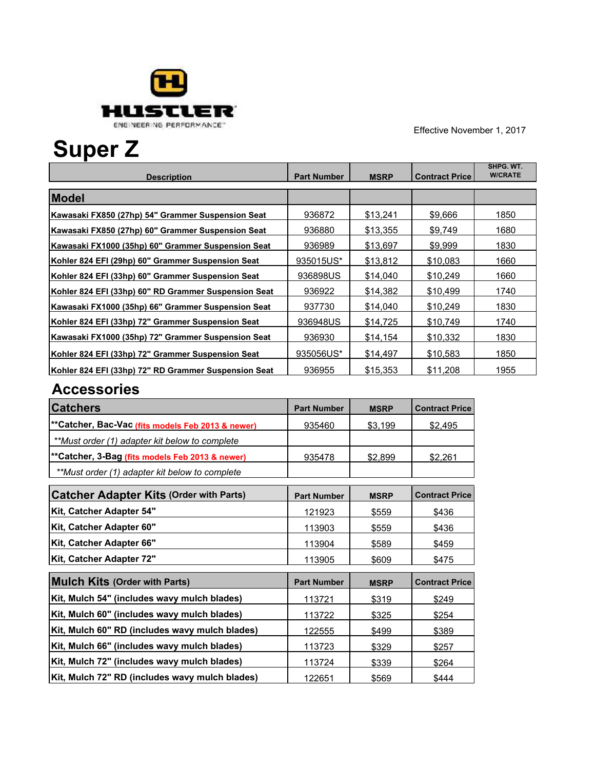HUSTLER
ENGINEERING PERFORMANCE™

Effective November 1, 2017

# Super Z

| Description | Part Number | MSRP | Contract Price | SHPG. WT. W/CRATE |
|---|---|---|---|---|
| **Model** | | | | |
| **Kawasaki FX850 (27hp) 54" Grammer Suspension Seat** | 936872 | $13,241 | $9,666 | 1850 |
| **Kawasaki FX850 (27hp) 60" Grammer Suspension Seat** | 936880 | $13,355 | $9,749 | 1680 |
| **Kawasaki FX1000 (35hp) 60" Grammer Suspension Seat** | 936989 | $13,697 | $9,999 | 1830 |
| **Kohler 824 EFI (29hp) 60" Grammer Suspension Seat** | 935015US* | $13,812 | $10,083 | 1660 |
| **Kohler 824 EFI (33hp) 60" Grammer Suspension Seat** | 936898US | $14,040 | $10,249 | 1660 |
| **Kohler 824 EFI (33hp) 60" RD Grammer Suspension Seat** | 936922 | $14,382 | $10,499 | 1740 |
| **Kawasaki FX1000 (35hp) 66" Grammer Suspension Seat** | 937730 | $14,040 | $10,249 | 1830 |
| **Kohler 824 EFI (33hp) 72" Grammer Suspension Seat** | 936948US | $14,725 | $10,749 | 1740 |
| **Kawasaki FX1000 (35hp) 72" Grammer Suspension Seat** | 936930 | $14,154 | $10,332 | 1830 |
| **Kohler 824 EFI (33hp) 72" Grammer Suspension Seat** | 935056US* | $14,497 | $10,583 | 1850 |
| **Kohler 824 EFI (33hp) 72" RD Grammer Suspension Seat** | 936955 | $15,353 | $11,208 | 1955 |

## Accessories

| Catchers | Part Number | MSRP | Contract Price |
|---|---|---|---|
| **\*\*Catcher, Bac-Vac** (fits models Feb 2013 & newer) | 935460 | $3,199 | $2,495 |
| *\*\*Must order (1) adapter kit below to complete* | | | |
| **\*\*Catcher, 3-Bag** (fits models Feb 2013 & newer) | 935478 | $2,899 | $2,261 |
| *\*\*Must order (1) adapter kit below to complete* | | | |

| Catcher Adapter Kits (Order with Parts) | Part Number | MSRP | Contract Price |
|---|---|---|---|
| **Kit, Catcher Adapter 54"** | 121923 | $559 | $436 |
| **Kit, Catcher Adapter 60"** | 113903 | $559 | $436 |
| **Kit, Catcher Adapter 66"** | 113904 | $589 | $459 |
| **Kit, Catcher Adapter 72"** | 113905 | $609 | $475 |

| Mulch Kits (Order with Parts) | Part Number | MSRP | Contract Price |
|---|---|---|---|
| **Kit, Mulch 54" (includes wavy mulch blades)** | 113721 | $319 | $249 |
| **Kit, Mulch 60" (includes wavy mulch blades)** | 113722 | $325 | $254 |
| **Kit, Mulch 60" RD (includes wavy mulch blades)** | 122555 | $499 | $389 |
| **Kit, Mulch 66" (includes wavy mulch blades)** | 113723 | $329 | $257 |
| **Kit, Mulch 72" (includes wavy mulch blades)** | 113724 | $339 | $264 |
| **Kit, Mulch 72" RD (includes wavy mulch blades)** | 122651 | $569 | $444 |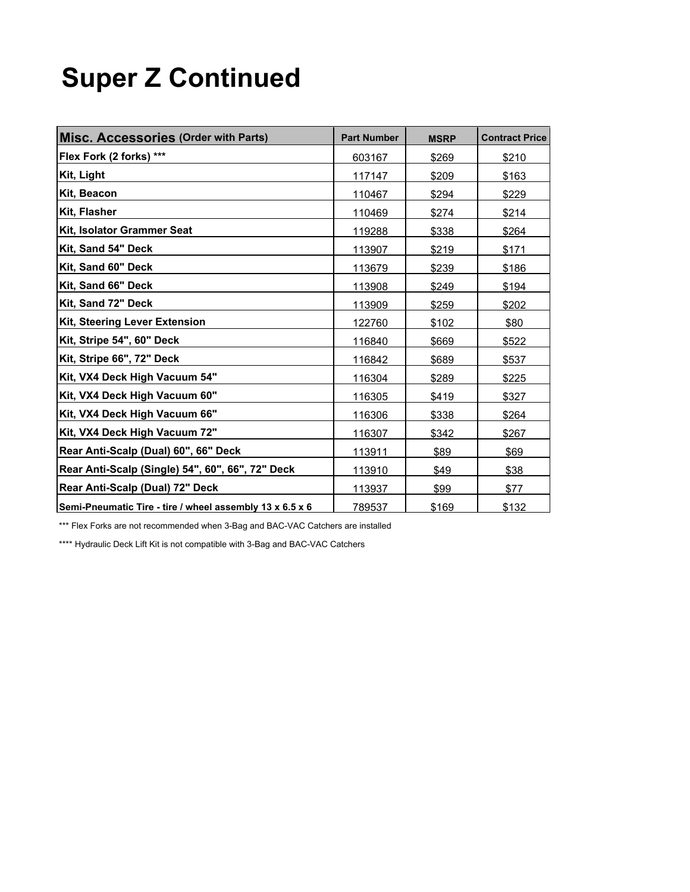# Super Z Continued

| **Misc. Accessories** (Order with Parts) | Part Number | MSRP | Contract Price |
|---|---|---|---|
| **Flex Fork (2 forks) *** ** | 603167 | $269 | $210 |
| **Kit, Light** | 117147 | $209 | $163 |
| **Kit, Beacon** | 110467 | $294 | $229 |
| **Kit, Flasher** | 110469 | $274 | $214 |
| **Kit, Isolator Grammer Seat** | 119288 | $338 | $264 |
| **Kit, Sand 54" Deck** | 113907 | $219 | $171 |
| **Kit, Sand 60" Deck** | 113679 | $239 | $186 |
| **Kit, Sand 66" Deck** | 113908 | $249 | $194 |
| **Kit, Sand 72" Deck** | 113909 | $259 | $202 |
| **Kit, Steering Lever Extension** | 122760 | $102 | $80 |
| **Kit, Stripe 54", 60" Deck** | 116840 | $669 | $522 |
| **Kit, Stripe 66", 72" Deck** | 116842 | $689 | $537 |
| **Kit, VX4 Deck High Vacuum 54"** | 116304 | $289 | $225 |
| **Kit, VX4 Deck High Vacuum 60"** | 116305 | $419 | $327 |
| **Kit, VX4 Deck High Vacuum 66"** | 116306 | $338 | $264 |
| **Kit, VX4 Deck High Vacuum 72"** | 116307 | $342 | $267 |
| **Rear Anti-Scalp (Dual) 60", 66" Deck** | 113911 | $89 | $69 |
| **Rear Anti-Scalp (Single) 54", 60", 66", 72" Deck** | 113910 | $49 | $38 |
| **Rear Anti-Scalp (Dual) 72" Deck** | 113937 | $99 | $77 |
| **Semi-Pneumatic Tire - tire / wheel assembly 13 x 6.5 x 6** | 789537 | $169 | $132 |

*** Flex Forks are not recommended when 3-Bag and BAC-VAC Catchers are installed

**** Hydraulic Deck Lift Kit is not compatible with 3-Bag and BAC-VAC Catchers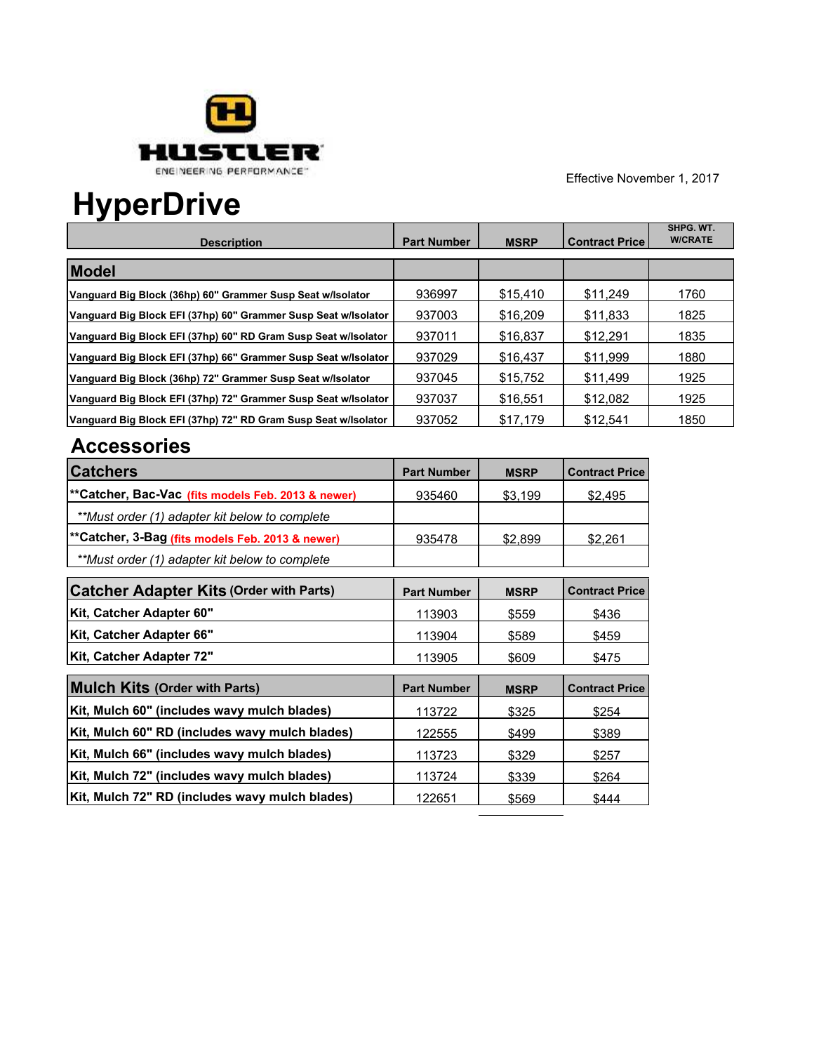HUSTLER

ENGINEERING PERFORMANCE™

Effective November 1, 2017

# HyperDrive

| Description | Part Number | MSRP | Contract Price | SHPG. WT. W/CRATE |
|---|---|---|---|---|
| **Model** | | | | |
| Vanguard Big Block (36hp) 60" Grammer Susp Seat w/Isolator | 936997 | $15,410 | $11,249 | 1760 |
| Vanguard Big Block EFI (37hp) 60" Grammer Susp Seat w/Isolator | 937003 | $16,209 | $11,833 | 1825 |
| Vanguard Big Block EFI (37hp) 60" RD Gram Susp Seat w/Isolator | 937011 | $16,837 | $12,291 | 1835 |
| Vanguard Big Block EFI (37hp) 66" Grammer Susp Seat w/Isolator | 937029 | $16,437 | $11,999 | 1880 |
| Vanguard Big Block (36hp) 72" Grammer Susp Seat w/Isolator | 937045 | $15,752 | $11,499 | 1925 |
| Vanguard Big Block EFI (37hp) 72" Grammer Susp Seat w/Isolator | 937037 | $16,551 | $12,082 | 1925 |
| Vanguard Big Block EFI (37hp) 72" RD Gram Susp Seat w/Isolator | 937052 | $17,179 | $12,541 | 1850 |

## Accessories

| Catchers | Part Number | MSRP | Contract Price |
|---|---|---|---|
| **Catcher, Bac-Vac (fits models Feb. 2013 & newer) | 935460 | $3,199 | $2,495 |
| *Must order (1) adapter kit below to complete* | | | |
| **Catcher, 3-Bag (fits models Feb. 2013 & newer) | 935478 | $2,899 | $2,261 |
| *Must order (1) adapter kit below to complete* | | | |

| Catcher Adapter Kits (Order with Parts) | Part Number | MSRP | Contract Price |
|---|---|---|---|
| Kit, Catcher Adapter 60" | 113903 | $559 | $436 |
| Kit, Catcher Adapter 66" | 113904 | $589 | $459 |
| Kit, Catcher Adapter 72" | 113905 | $609 | $475 |

| Mulch Kits (Order with Parts) | Part Number | MSRP | Contract Price |
|---|---|---|---|
| Kit, Mulch 60" (includes wavy mulch blades) | 113722 | $325 | $254 |
| Kit, Mulch 60" RD (includes wavy mulch blades) | 122555 | $499 | $389 |
| Kit, Mulch 66" (includes wavy mulch blades) | 113723 | $329 | $257 |
| Kit, Mulch 72" (includes wavy mulch blades) | 113724 | $339 | $264 |
| Kit, Mulch 72" RD (includes wavy mulch blades) | 122651 | $569 | $444 |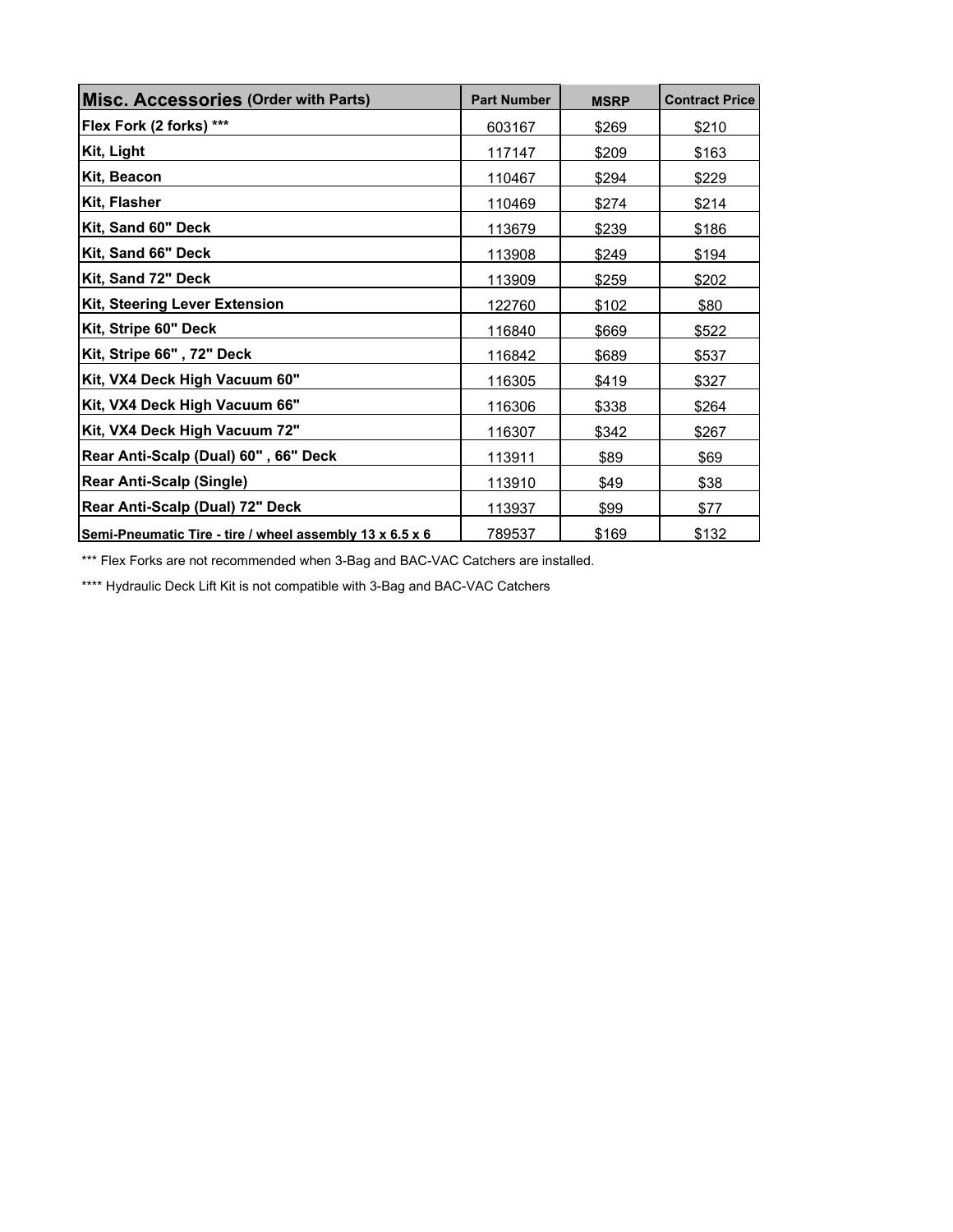| **Misc. Accessories** (Order with Parts) | Part Number | MSRP | Contract Price |
|---|---|---|---|
| **Flex Fork (2 forks) *** ** | 603167 | $269 | $210 |
| **Kit, Light** | 117147 | $209 | $163 |
| **Kit, Beacon** | 110467 | $294 | $229 |
| **Kit, Flasher** | 110469 | $274 | $214 |
| **Kit, Sand 60" Deck** | 113679 | $239 | $186 |
| **Kit, Sand 66" Deck** | 113908 | $249 | $194 |
| **Kit, Sand 72" Deck** | 113909 | $259 | $202 |
| **Kit, Steering Lever Extension** | 122760 | $102 | $80 |
| **Kit, Stripe 60" Deck** | 116840 | $669 | $522 |
| **Kit, Stripe 66" , 72" Deck** | 116842 | $689 | $537 |
| **Kit, VX4 Deck High Vacuum 60"** | 116305 | $419 | $327 |
| **Kit, VX4 Deck High Vacuum 66"** | 116306 | $338 | $264 |
| **Kit, VX4 Deck High Vacuum 72"** | 116307 | $342 | $267 |
| **Rear Anti-Scalp (Dual) 60" , 66" Deck** | 113911 | $89 | $69 |
| **Rear Anti-Scalp (Single)** | 113910 | $49 | $38 |
| **Rear Anti-Scalp (Dual) 72" Deck** | 113937 | $99 | $77 |
| **Semi-Pneumatic Tire - tire / wheel assembly 13 x 6.5 x 6** | 789537 | $169 | $132 |

*** Flex Forks are not recommended when 3-Bag and BAC-VAC Catchers are installed.

**** Hydraulic Deck Lift Kit is not compatible with 3-Bag and BAC-VAC Catchers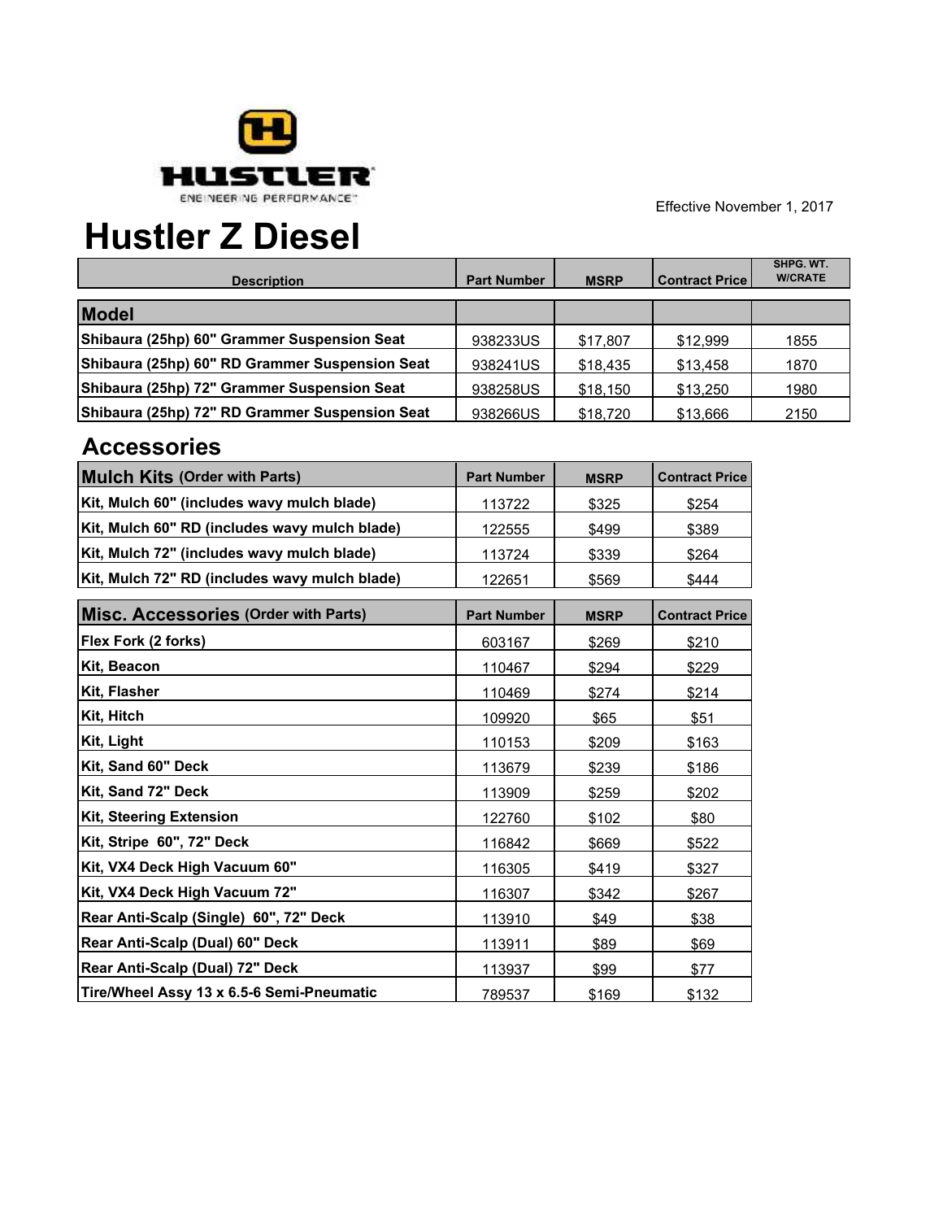HUSTLER

ENGINEERING PERFORMANCE™

Effective November 1, 2017

# Hustler Z Diesel

| Description | Part Number | MSRP | Contract Price | SHPG. WT. W/CRATE |
|---|---|---|---|---|
| **Model** | | | | |
| **Shibaura (25hp) 60" Grammer Suspension Seat** | 938233US | $17,807 | $12,999 | 1855 |
| **Shibaura (25hp) 60" RD Grammer Suspension Seat** | 938241US | $18,435 | $13,458 | 1870 |
| **Shibaura (25hp) 72" Grammer Suspension Seat** | 938258US | $18,150 | $13,250 | 1980 |
| **Shibaura (25hp) 72" RD Grammer Suspension Seat** | 938266US | $18,720 | $13,666 | 2150 |

## Accessories

| Mulch Kits (Order with Parts) | Part Number | MSRP | Contract Price |
|---|---|---|---|
| **Kit, Mulch 60" (includes wavy mulch blade)** | 113722 | $325 | $254 |
| **Kit, Mulch 60" RD (includes wavy mulch blade)** | 122555 | $499 | $389 |
| **Kit, Mulch 72" (includes wavy mulch blade)** | 113724 | $339 | $264 |
| **Kit, Mulch 72" RD (includes wavy mulch blade)** | 122651 | $569 | $444 |

| Misc. Accessories (Order with Parts) | Part Number | MSRP | Contract Price |
|---|---|---|---|
| **Flex Fork (2 forks)** | 603167 | $269 | $210 |
| **Kit, Beacon** | 110467 | $294 | $229 |
| **Kit, Flasher** | 110469 | $274 | $214 |
| **Kit, Hitch** | 109920 | $65 | $51 |
| **Kit, Light** | 110153 | $209 | $163 |
| **Kit, Sand 60" Deck** | 113679 | $239 | $186 |
| **Kit, Sand 72" Deck** | 113909 | $259 | $202 |
| **Kit, Steering Extension** | 122760 | $102 | $80 |
| **Kit, Stripe 60", 72" Deck** | 116842 | $669 | $522 |
| **Kit, VX4 Deck High Vacuum 60"** | 116305 | $419 | $327 |
| **Kit, VX4 Deck High Vacuum 72"** | 116307 | $342 | $267 |
| **Rear Anti-Scalp (Single) 60", 72" Deck** | 113910 | $49 | $38 |
| **Rear Anti-Scalp (Dual) 60" Deck** | 113911 | $89 | $69 |
| **Rear Anti-Scalp (Dual) 72" Deck** | 113937 | $99 | $77 |
| **Tire/Wheel Assy 13 x 6.5-6 Semi-Pneumatic** | 789537 | $169 | $132 |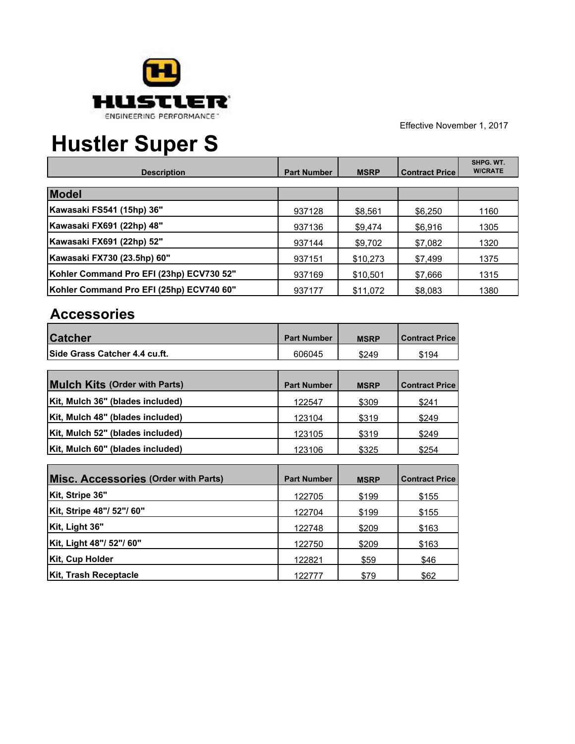HUSTLER

ENGINEERING PERFORMANCE

Effective November 1, 2017

# Hustler Super S

| Description | Part Number | MSRP | Contract Price | SHPG. WT. W/CRATE |
|---|---|---|---|---|
| **Model** | | | | |
| Kawasaki FS541 (15hp) 36" | 937128 | $8,561 | $6,250 | 1160 |
| Kawasaki FX691 (22hp) 48" | 937136 | $9,474 | $6,916 | 1305 |
| Kawasaki FX691 (22hp) 52" | 937144 | $9,702 | $7,082 | 1320 |
| Kawasaki FX730 (23.5hp) 60" | 937151 | $10,273 | $7,499 | 1375 |
| Kohler Command Pro EFI (23hp) ECV730 52" | 937169 | $10,501 | $7,666 | 1315 |
| Kohler Command Pro EFI (25hp) ECV740 60" | 937177 | $11,072 | $8,083 | 1380 |

## Accessories

| Catcher | Part Number | MSRP | Contract Price |
|---|---|---|---|
| Side Grass Catcher 4.4 cu.ft. | 606045 | $249 | $194 |

| Mulch Kits (Order with Parts) | Part Number | MSRP | Contract Price |
|---|---|---|---|
| Kit, Mulch 36" (blades included) | 122547 | $309 | $241 |
| Kit, Mulch 48" (blades included) | 123104 | $319 | $249 |
| Kit, Mulch 52" (blades included) | 123105 | $319 | $249 |
| Kit, Mulch 60" (blades included) | 123106 | $325 | $254 |

| Misc. Accessories (Order with Parts) | Part Number | MSRP | Contract Price |
|---|---|---|---|
| Kit, Stripe 36" | 122705 | $199 | $155 |
| Kit, Stripe 48"/ 52"/ 60" | 122704 | $199 | $155 |
| Kit, Light 36" | 122748 | $209 | $163 |
| Kit, Light 48"/ 52"/ 60" | 122750 | $209 | $163 |
| Kit, Cup Holder | 122821 | $59 | $46 |
| Kit, Trash Receptacle | 122777 | $79 | $62 |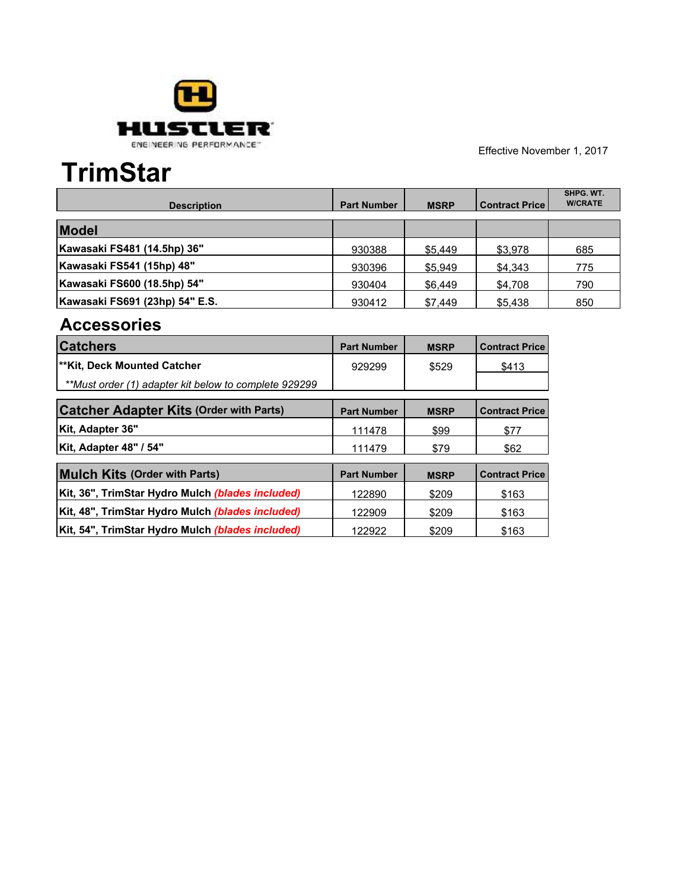HUSTLER

ENGINEERING PERFORMANCE

Effective November 1, 2017

# TrimStar

| Description | Part Number | MSRP | Contract Price | SHPG. WT. W/CRATE |
|---|---|---|---|---|
| **Model** | | | | |
| **Kawasaki FS481 (14.5hp) 36"** | 930388 | $5,449 | $3,978 | 685 |
| **Kawasaki FS541 (15hp) 48"** | 930396 | $5,949 | $4,343 | 775 |
| **Kawasaki FS600 (18.5hp) 54"** | 930404 | $6,449 | $4,708 | 790 |
| **Kawasaki FS691 (23hp) 54" E.S.** | 930412 | $7,449 | $5,438 | 850 |

## Accessories

| Catchers | Part Number | MSRP | Contract Price |
|---|---|---|---|
| **\*\*Kit, Deck Mounted Catcher** | 929299 | $529 | $413 |
| *\*\*Must order (1) adapter kit below to complete 929299* | | | |

| Catcher Adapter Kits (Order with Parts) | Part Number | MSRP | Contract Price |
|---|---|---|---|
| **Kit, Adapter 36"** | 111478 | $99 | $77 |
| **Kit, Adapter 48" / 54"** | 111479 | $79 | $62 |

| Mulch Kits (Order with Parts) | Part Number | MSRP | Contract Price |
|---|---|---|---|
| **Kit, 36", TrimStar Hydro Mulch** ***(blades included)*** | 122890 | $209 | $163 |
| **Kit, 48", TrimStar Hydro Mulch** ***(blades included)*** | 122909 | $209 | $163 |
| **Kit, 54", TrimStar Hydro Mulch** ***(blades included)*** | 122922 | $209 | $163 |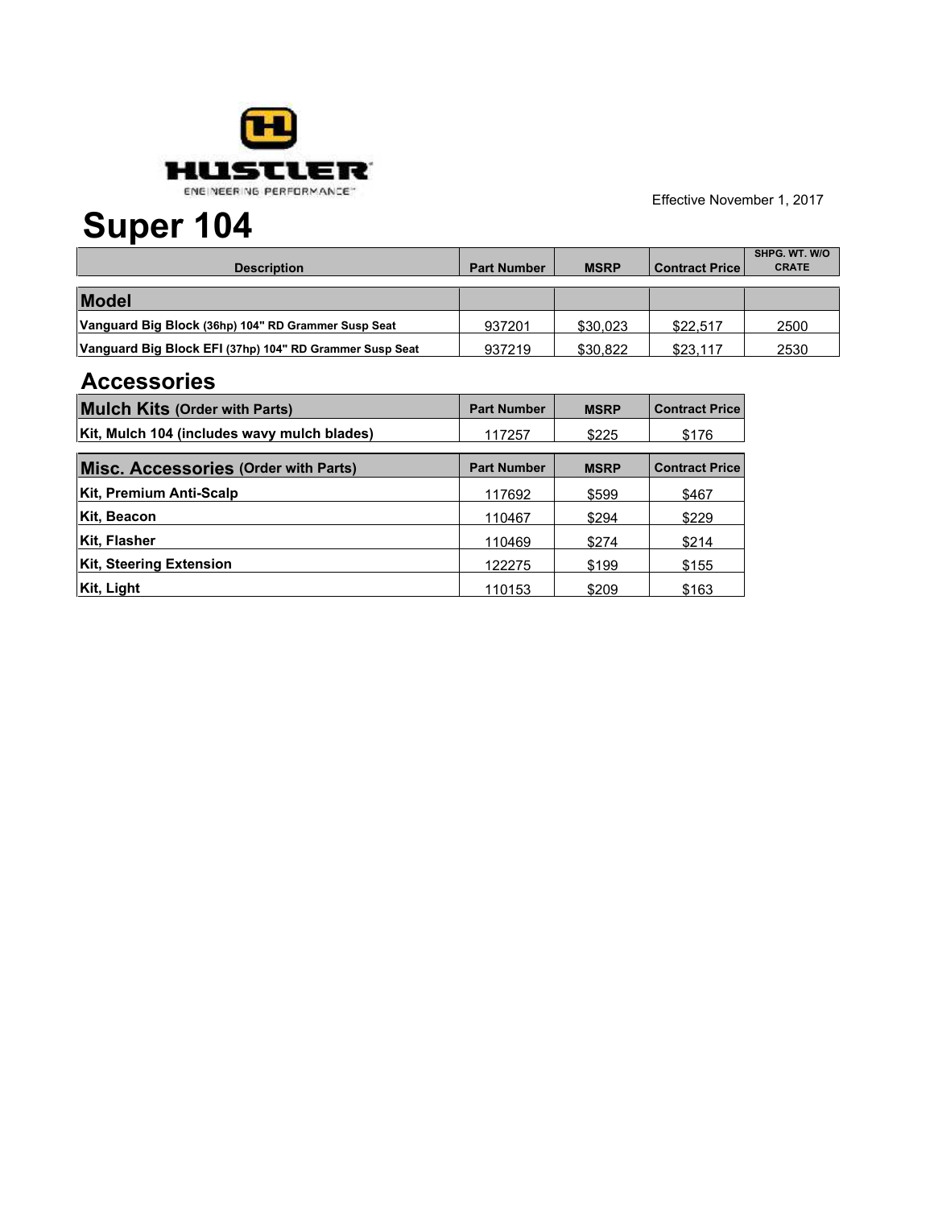HUSTLER
ENGINEERING PERFORMANCE™

Effective November 1, 2017

# Super 104

| Description | Part Number | MSRP | Contract Price | SHPG. WT. W/O CRATE |
|---|---|---|---|---|
| **Model** | | | | |
| **Vanguard Big Block** (36hp) 104" RD Grammer Susp Seat | 937201 | $30,023 | $22,517 | 2500 |
| **Vanguard Big Block EFI** (37hp) 104" RD Grammer Susp Seat | 937219 | $30,822 | $23,117 | 2530 |

## Accessories

| Mulch Kits (Order with Parts) | Part Number | MSRP | Contract Price |
|---|---|---|---|
| Kit, Mulch 104 (includes wavy mulch blades) | 117257 | $225 | $176 |

| Misc. Accessories (Order with Parts) | Part Number | MSRP | Contract Price |
|---|---|---|---|
| Kit, Premium Anti-Scalp | 117692 | $599 | $467 |
| Kit, Beacon | 110467 | $294 | $229 |
| Kit, Flasher | 110469 | $274 | $214 |
| Kit, Steering Extension | 122275 | $199 | $155 |
| Kit, Light | 110153 | $209 | $163 |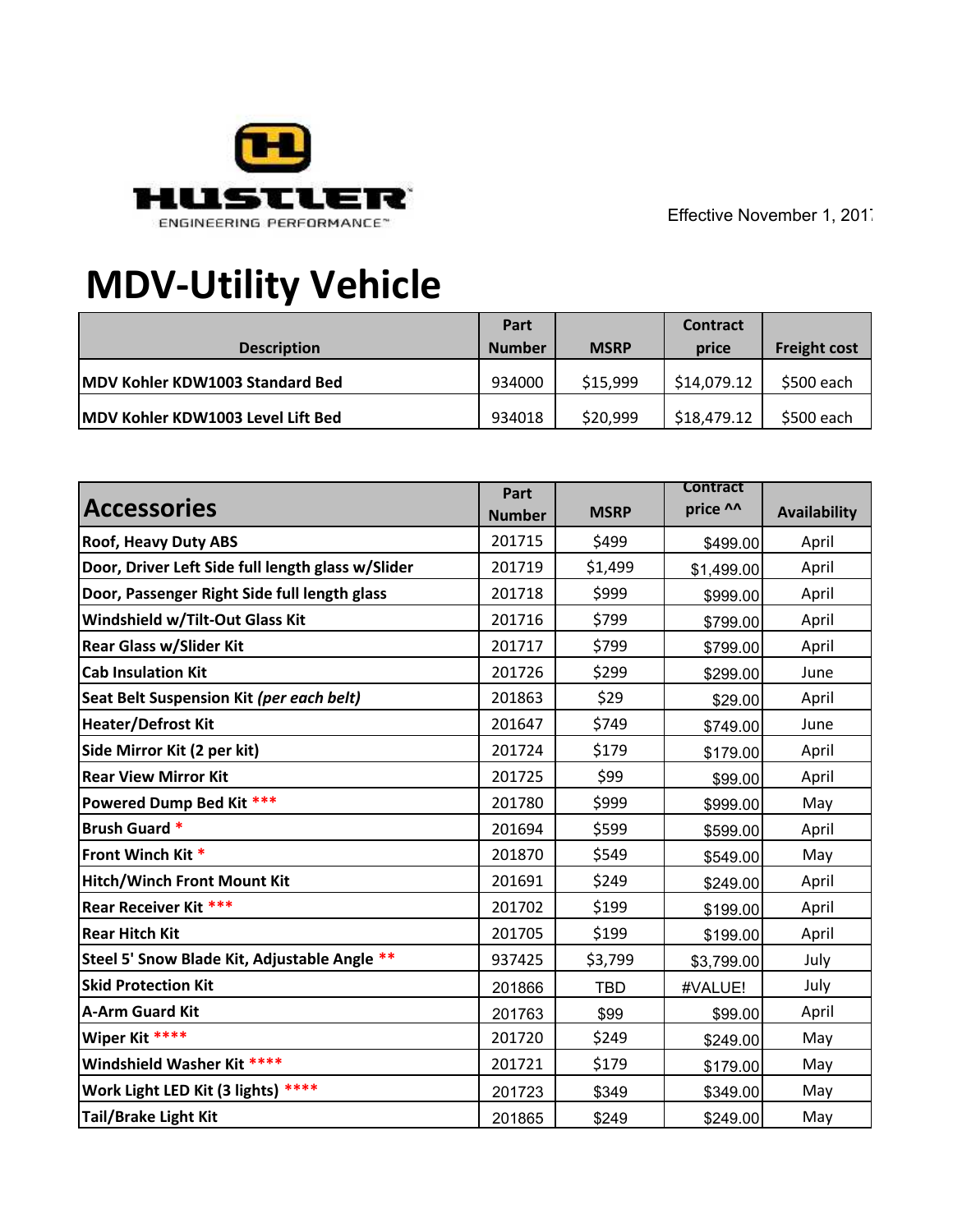HUSTLER
ENGINEERING PERFORMANCE™

Effective November 1, 2017

# MDV-Utility Vehicle

| Description | Part Number | MSRP | Contract price | Freight cost |
|---|---|---|---|---|
| **MDV Kohler KDW1003 Standard Bed** | 934000 | $15,999 | $14,079.12 | $500 each |
| **MDV Kohler KDW1003 Level Lift Bed** | 934018 | $20,999 | $18,479.12 | $500 each |

| Accessories | Part Number | MSRP | Contract price ^^ | Availability |
|---|---|---|---|---|
| **Roof, Heavy Duty ABS** | 201715 | $499 | $499.00 | April |
| **Door, Driver Left Side full length glass w/Slider** | 201719 | $1,499 | $1,499.00 | April |
| **Door, Passenger Right Side full length glass** | 201718 | $999 | $999.00 | April |
| **Windshield w/Tilt-Out Glass Kit** | 201716 | $799 | $799.00 | April |
| **Rear Glass w/Slider Kit** | 201717 | $799 | $799.00 | April |
| **Cab Insulation Kit** | 201726 | $299 | $299.00 | June |
| **Seat Belt Suspension Kit *(per each belt)*** | 201863 | $29 | $29.00 | April |
| **Heater/Defrost Kit** | 201647 | $749 | $749.00 | June |
| **Side Mirror Kit (2 per kit)** | 201724 | $179 | $179.00 | April |
| **Rear View Mirror Kit** | 201725 | $99 | $99.00 | April |
| **Powered Dump Bed Kit** *** | 201780 | $999 | $999.00 | May |
| **Brush Guard** * | 201694 | $599 | $599.00 | April |
| **Front Winch Kit** * | 201870 | $549 | $549.00 | May |
| **Hitch/Winch Front Mount Kit** | 201691 | $249 | $249.00 | April |
| **Rear Receiver Kit** *** | 201702 | $199 | $199.00 | April |
| **Rear Hitch Kit** | 201705 | $199 | $199.00 | April |
| **Steel 5' Snow Blade Kit, Adjustable Angle** ** | 937425 | $3,799 | $3,799.00 | July |
| **Skid Protection Kit** | 201866 | TBD | #VALUE! | July |
| **A-Arm Guard Kit** | 201763 | $99 | $99.00 | April |
| **Wiper Kit** **** | 201720 | $249 | $249.00 | May |
| **Windshield Washer Kit** **** | 201721 | $179 | $179.00 | May |
| **Work Light LED Kit (3 lights)** **** | 201723 | $349 | $349.00 | May |
| **Tail/Brake Light Kit** | 201865 | $249 | $249.00 | May |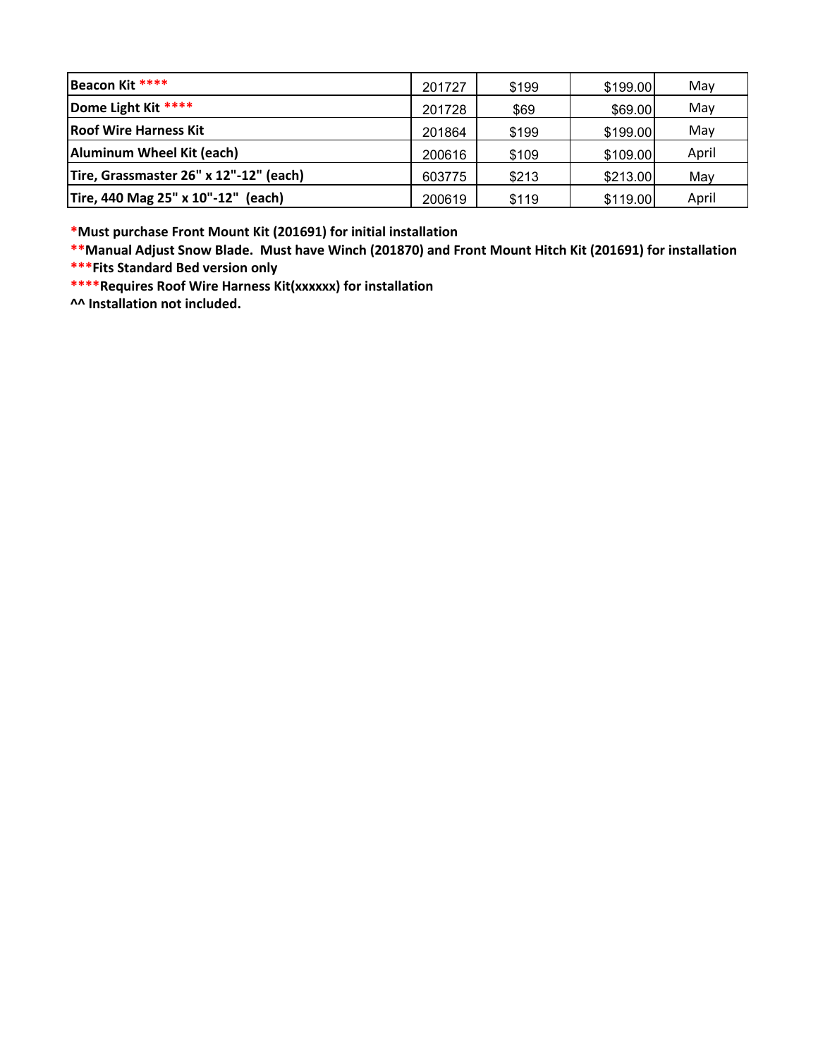| | | | | |
|---|---|---|---|---|
| **Beacon Kit** **** | 201727 | $199 | $199.00 | May |
| **Dome Light Kit** **** | 201728 | $69 | $69.00 | May |
| **Roof Wire Harness Kit** | 201864 | $199 | $199.00 | May |
| **Aluminum Wheel Kit (each)** | 200616 | $109 | $109.00 | April |
| **Tire, Grassmaster 26" x 12"-12" (each)** | 603775 | $213 | $213.00 | May |
| **Tire, 440 Mag 25" x 10"-12"  (each)** | 200619 | $119 | $119.00 | April |

**\*Must purchase Front Mount Kit (201691) for initial installation**

**\*\*Manual Adjust Snow Blade.  Must have Winch (201870) and Front Mount Hitch Kit (201691) for installation**

**\*\*\*Fits Standard Bed version only**

**\*\*\*\*Requires Roof Wire Harness Kit(xxxxxx) for installation**

**^^ Installation not included.**